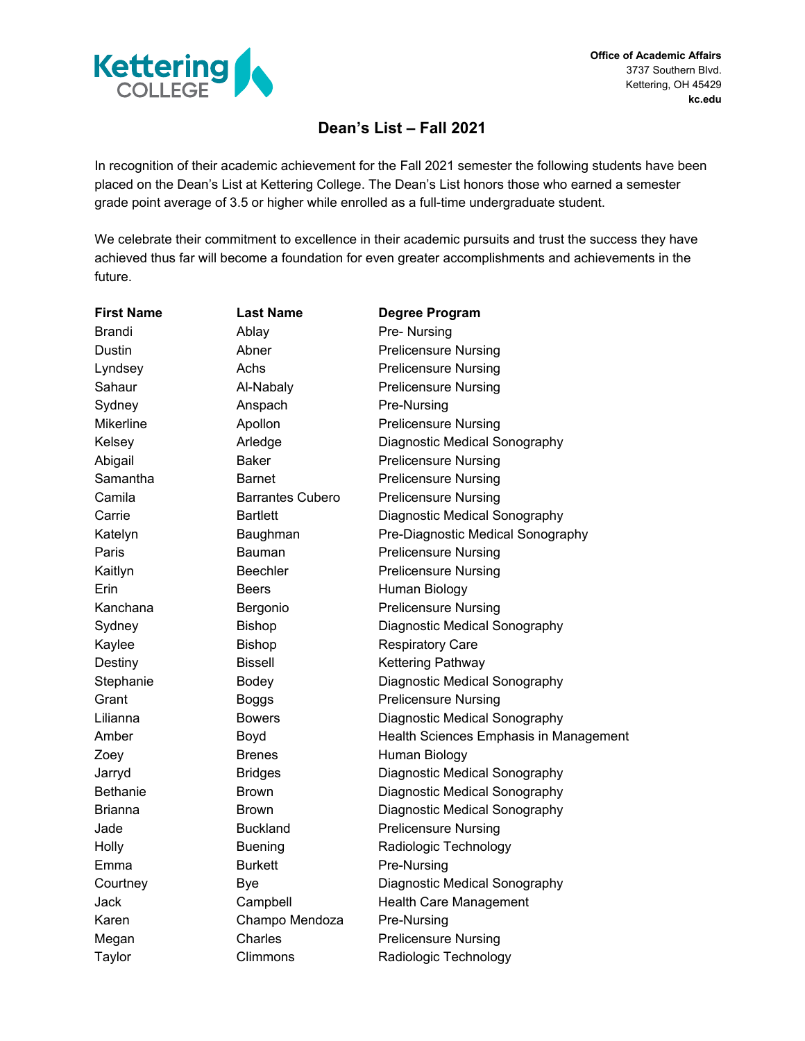Kettering COLLEGE

**Office of Academic Affairs**
3737 Southern Blvd.
Kettering, OH 45429
**kc.edu**

# Dean's List – Fall 2021

In recognition of their academic achievement for the Fall 2021 semester the following students have been placed on the Dean's List at Kettering College. The Dean's List honors those who earned a semester grade point average of 3.5 or higher while enrolled as a full-time undergraduate student.

We celebrate their commitment to excellence in their academic pursuits and trust the success they have achieved thus far will become a foundation for even greater accomplishments and achievements in the future.

| First Name | Last Name | Degree Program |
|---|---|---|
| Brandi | Ablay | Pre- Nursing |
| Dustin | Abner | Prelicensure Nursing |
| Lyndsey | Achs | Prelicensure Nursing |
| Sahaur | Al-Nabaly | Prelicensure Nursing |
| Sydney | Anspach | Pre-Nursing |
| Mikerline | Apollon | Prelicensure Nursing |
| Kelsey | Arledge | Diagnostic Medical Sonography |
| Abigail | Baker | Prelicensure Nursing |
| Samantha | Barnet | Prelicensure Nursing |
| Camila | Barrantes Cubero | Prelicensure Nursing |
| Carrie | Bartlett | Diagnostic Medical Sonography |
| Katelyn | Baughman | Pre-Diagnostic Medical Sonography |
| Paris | Bauman | Prelicensure Nursing |
| Kaitlyn | Beechler | Prelicensure Nursing |
| Erin | Beers | Human Biology |
| Kanchana | Bergonio | Prelicensure Nursing |
| Sydney | Bishop | Diagnostic Medical Sonography |
| Kaylee | Bishop | Respiratory Care |
| Destiny | Bissell | Kettering Pathway |
| Stephanie | Bodey | Diagnostic Medical Sonography |
| Grant | Boggs | Prelicensure Nursing |
| Lilianna | Bowers | Diagnostic Medical Sonography |
| Amber | Boyd | Health Sciences Emphasis in Management |
| Zoey | Brenes | Human Biology |
| Jarryd | Bridges | Diagnostic Medical Sonography |
| Bethanie | Brown | Diagnostic Medical Sonography |
| Brianna | Brown | Diagnostic Medical Sonography |
| Jade | Buckland | Prelicensure Nursing |
| Holly | Buening | Radiologic Technology |
| Emma | Burkett | Pre-Nursing |
| Courtney | Bye | Diagnostic Medical Sonography |
| Jack | Campbell | Health Care Management |
| Karen | Champo Mendoza | Pre-Nursing |
| Megan | Charles | Prelicensure Nursing |
| Taylor | Climmons | Radiologic Technology |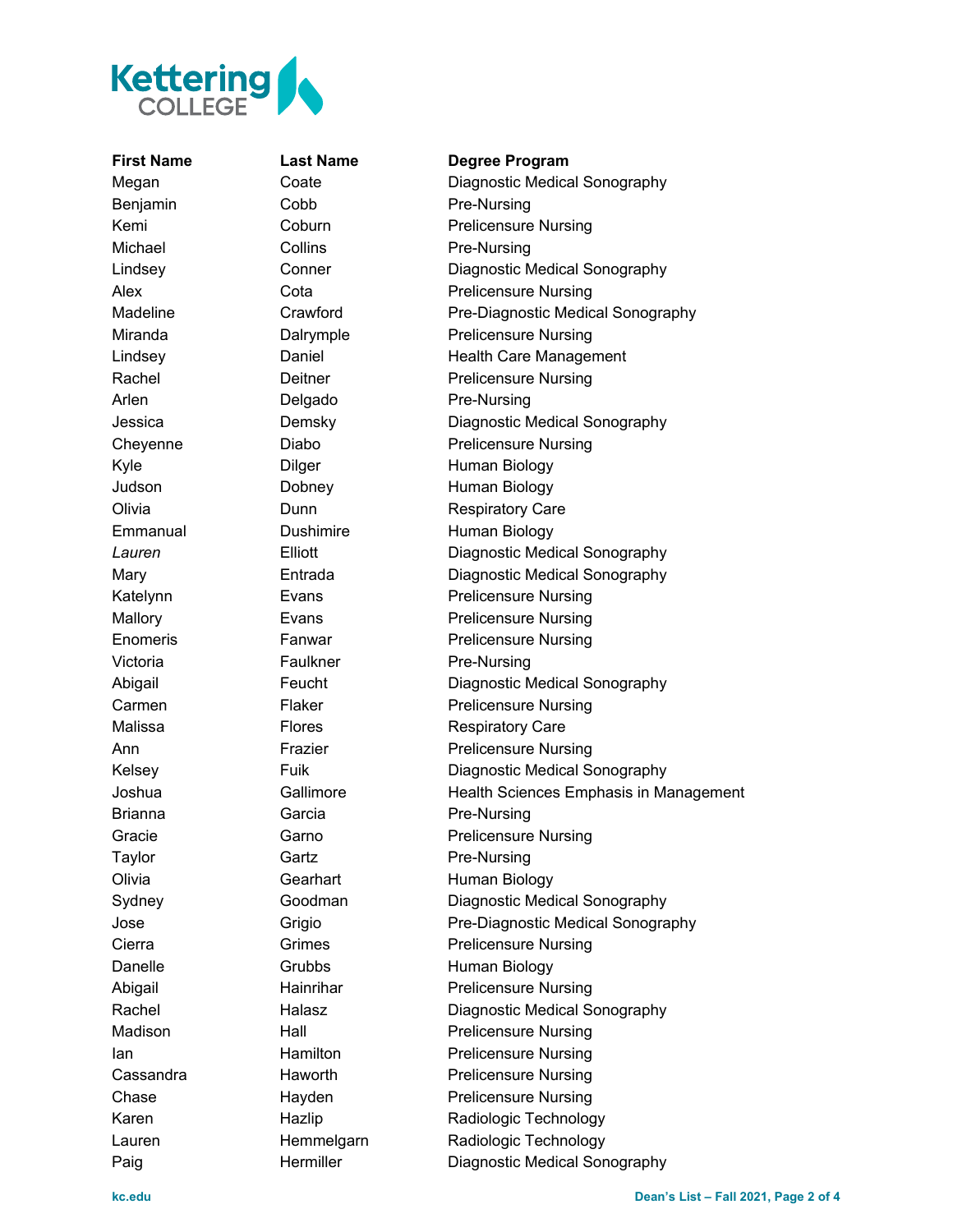| First Name | Last Name | Degree Program |
| --- | --- | --- |
| Megan | Coate | Diagnostic Medical Sonography |
| Benjamin | Cobb | Pre-Nursing |
| Kemi | Coburn | Prelicensure Nursing |
| Michael | Collins | Pre-Nursing |
| Lindsey | Conner | Diagnostic Medical Sonography |
| Alex | Cota | Prelicensure Nursing |
| Madeline | Crawford | Pre-Diagnostic Medical Sonography |
| Miranda | Dalrymple | Prelicensure Nursing |
| Lindsey | Daniel | Health Care Management |
| Rachel | Deitner | Prelicensure Nursing |
| Arlen | Delgado | Pre-Nursing |
| Jessica | Demsky | Diagnostic Medical Sonography |
| Cheyenne | Diabo | Prelicensure Nursing |
| Kyle | Dilger | Human Biology |
| Judson | Dobney | Human Biology |
| Olivia | Dunn | Respiratory Care |
| Emmanual | Dushimire | Human Biology |
| *Lauren* | Elliott | Diagnostic Medical Sonography |
| Mary | Entrada | Diagnostic Medical Sonography |
| Katelynn | Evans | Prelicensure Nursing |
| Mallory | Evans | Prelicensure Nursing |
| Enomeris | Fanwar | Prelicensure Nursing |
| Victoria | Faulkner | Pre-Nursing |
| Abigail | Feucht | Diagnostic Medical Sonography |
| Carmen | Flaker | Prelicensure Nursing |
| Malissa | Flores | Respiratory Care |
| Ann | Frazier | Prelicensure Nursing |
| Kelsey | Fuik | Diagnostic Medical Sonography |
| Joshua | Gallimore | Health Sciences Emphasis in Management |
| Brianna | Garcia | Pre-Nursing |
| Gracie | Garno | Prelicensure Nursing |
| Taylor | Gartz | Pre-Nursing |
| Olivia | Gearhart | Human Biology |
| Sydney | Goodman | Diagnostic Medical Sonography |
| Jose | Grigio | Pre-Diagnostic Medical Sonography |
| Cierra | Grimes | Prelicensure Nursing |
| Danelle | Grubbs | Human Biology |
| Abigail | Hainrihar | Prelicensure Nursing |
| Rachel | Halasz | Diagnostic Medical Sonography |
| Madison | Hall | Prelicensure Nursing |
| Ian | Hamilton | Prelicensure Nursing |
| Cassandra | Haworth | Prelicensure Nursing |
| Chase | Hayden | Prelicensure Nursing |
| Karen | Hazlip | Radiologic Technology |
| Lauren | Hemmelgarn | Radiologic Technology |
| Paig | Hermiller | Diagnostic Medical Sonography |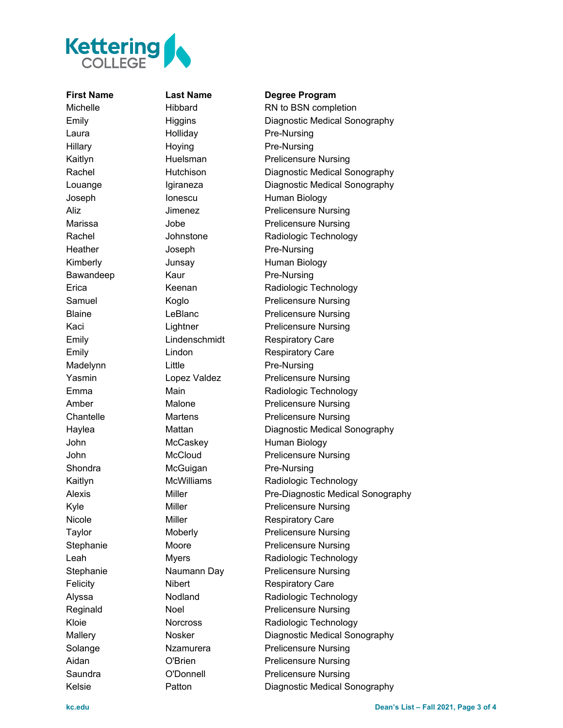| First Name | Last Name | Degree Program |
| --- | --- | --- |
| Michelle | Hibbard | RN to BSN completion |
| Emily | Higgins | Diagnostic Medical Sonography |
| Laura | Holliday | Pre-Nursing |
| Hillary | Hoying | Pre-Nursing |
| Kaitlyn | Huelsman | Prelicensure Nursing |
| Rachel | Hutchison | Diagnostic Medical Sonography |
| Louange | Igiraneza | Diagnostic Medical Sonography |
| Joseph | Ionescu | Human Biology |
| Aliz | Jimenez | Prelicensure Nursing |
| Marissa | Jobe | Prelicensure Nursing |
| Rachel | Johnstone | Radiologic Technology |
| Heather | Joseph | Pre-Nursing |
| Kimberly | Junsay | Human Biology |
| Bawandeep | Kaur | Pre-Nursing |
| Erica | Keenan | Radiologic Technology |
| Samuel | Koglo | Prelicensure Nursing |
| Blaine | LeBlanc | Prelicensure Nursing |
| Kaci | Lightner | Prelicensure Nursing |
| Emily | Lindenschmidt | Respiratory Care |
| Emily | Lindon | Respiratory Care |
| Madelynn | Little | Pre-Nursing |
| Yasmin | Lopez Valdez | Prelicensure Nursing |
| Emma | Main | Radiologic Technology |
| Amber | Malone | Prelicensure Nursing |
| Chantelle | Martens | Prelicensure Nursing |
| Haylea | Mattan | Diagnostic Medical Sonography |
| John | McCaskey | Human Biology |
| John | McCloud | Prelicensure Nursing |
| Shondra | McGuigan | Pre-Nursing |
| Kaitlyn | McWilliams | Radiologic Technology |
| Alexis | Miller | Pre-Diagnostic Medical Sonography |
| Kyle | Miller | Prelicensure Nursing |
| Nicole | Miller | Respiratory Care |
| Taylor | Moberly | Prelicensure Nursing |
| Stephanie | Moore | Prelicensure Nursing |
| Leah | Myers | Radiologic Technology |
| Stephanie | Naumann Day | Prelicensure Nursing |
| Felicity | Nibert | Respiratory Care |
| Alyssa | Nodland | Radiologic Technology |
| Reginald | Noel | Prelicensure Nursing |
| Kloie | Norcross | Radiologic Technology |
| Mallery | Nosker | Diagnostic Medical Sonography |
| Solange | Nzamurera | Prelicensure Nursing |
| Aidan | O'Brien | Prelicensure Nursing |
| Saundra | O'Donnell | Prelicensure Nursing |
| Kelsie | Patton | Diagnostic Medical Sonography |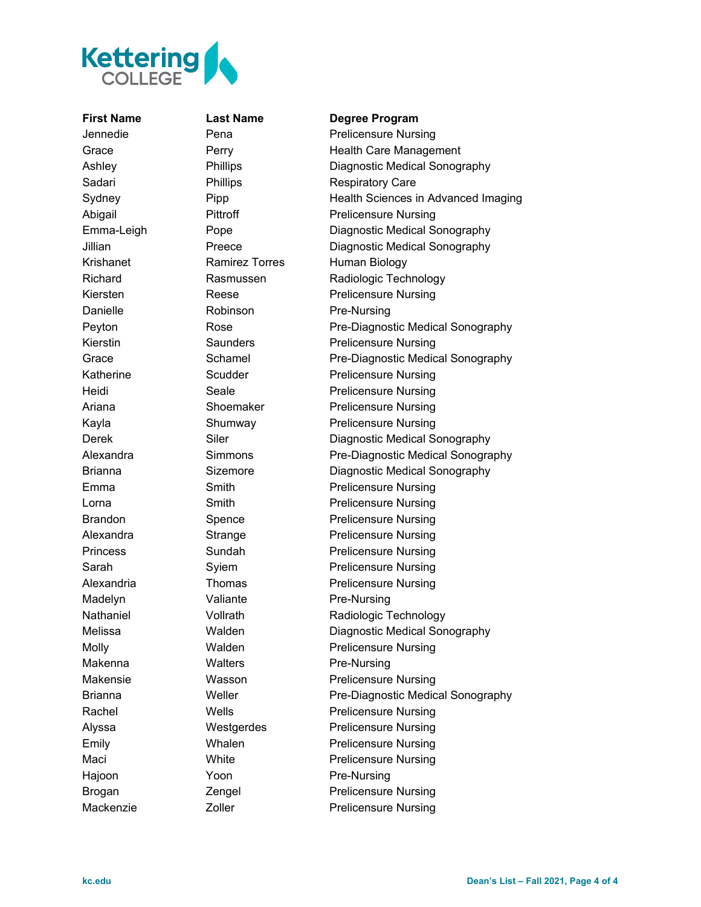| First Name | Last Name | Degree Program |
| --- | --- | --- |
| Jennedie | Pena | Prelicensure Nursing |
| Grace | Perry | Health Care Management |
| Ashley | Phillips | Diagnostic Medical Sonography |
| Sadari | Phillips | Respiratory Care |
| Sydney | Pipp | Health Sciences in Advanced Imaging |
| Abigail | Pittroff | Prelicensure Nursing |
| Emma-Leigh | Pope | Diagnostic Medical Sonography |
| Jillian | Preece | Diagnostic Medical Sonography |
| Krishanet | Ramirez Torres | Human Biology |
| Richard | Rasmussen | Radiologic Technology |
| Kiersten | Reese | Prelicensure Nursing |
| Danielle | Robinson | Pre-Nursing |
| Peyton | Rose | Pre-Diagnostic Medical Sonography |
| Kierstin | Saunders | Prelicensure Nursing |
| Grace | Schamel | Pre-Diagnostic Medical Sonography |
| Katherine | Scudder | Prelicensure Nursing |
| Heidi | Seale | Prelicensure Nursing |
| Ariana | Shoemaker | Prelicensure Nursing |
| Kayla | Shumway | Prelicensure Nursing |
| Derek | Siler | Diagnostic Medical Sonography |
| Alexandra | Simmons | Pre-Diagnostic Medical Sonography |
| Brianna | Sizemore | Diagnostic Medical Sonography |
| Emma | Smith | Prelicensure Nursing |
| Lorna | Smith | Prelicensure Nursing |
| Brandon | Spence | Prelicensure Nursing |
| Alexandra | Strange | Prelicensure Nursing |
| Princess | Sundah | Prelicensure Nursing |
| Sarah | Syiem | Prelicensure Nursing |
| Alexandria | Thomas | Prelicensure Nursing |
| Madelyn | Valiante | Pre-Nursing |
| Nathaniel | Vollrath | Radiologic Technology |
| Melissa | Walden | Diagnostic Medical Sonography |
| Molly | Walden | Prelicensure Nursing |
| Makenna | Walters | Pre-Nursing |
| Makensie | Wasson | Prelicensure Nursing |
| Brianna | Weller | Pre-Diagnostic Medical Sonography |
| Rachel | Wells | Prelicensure Nursing |
| Alyssa | Westgerdes | Prelicensure Nursing |
| Emily | Whalen | Prelicensure Nursing |
| Maci | White | Prelicensure Nursing |
| Hajoon | Yoon | Pre-Nursing |
| Brogan | Zengel | Prelicensure Nursing |
| Mackenzie | Zoller | Prelicensure Nursing |